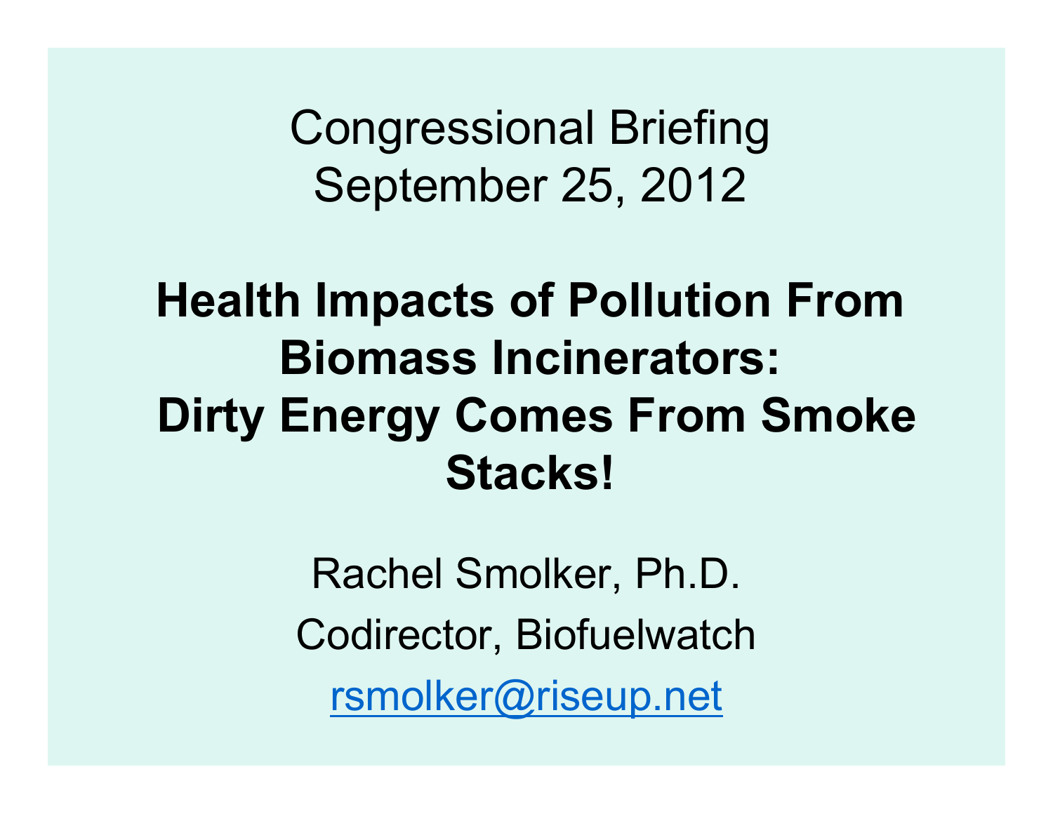Congressional Briefing
September 25, 2012

# Health Impacts of Pollution From Biomass Incinerators: Dirty Energy Comes From Smoke Stacks!

Rachel Smolker, Ph.D.

Codirector, Biofuelwatch

rsmolker@riseup.net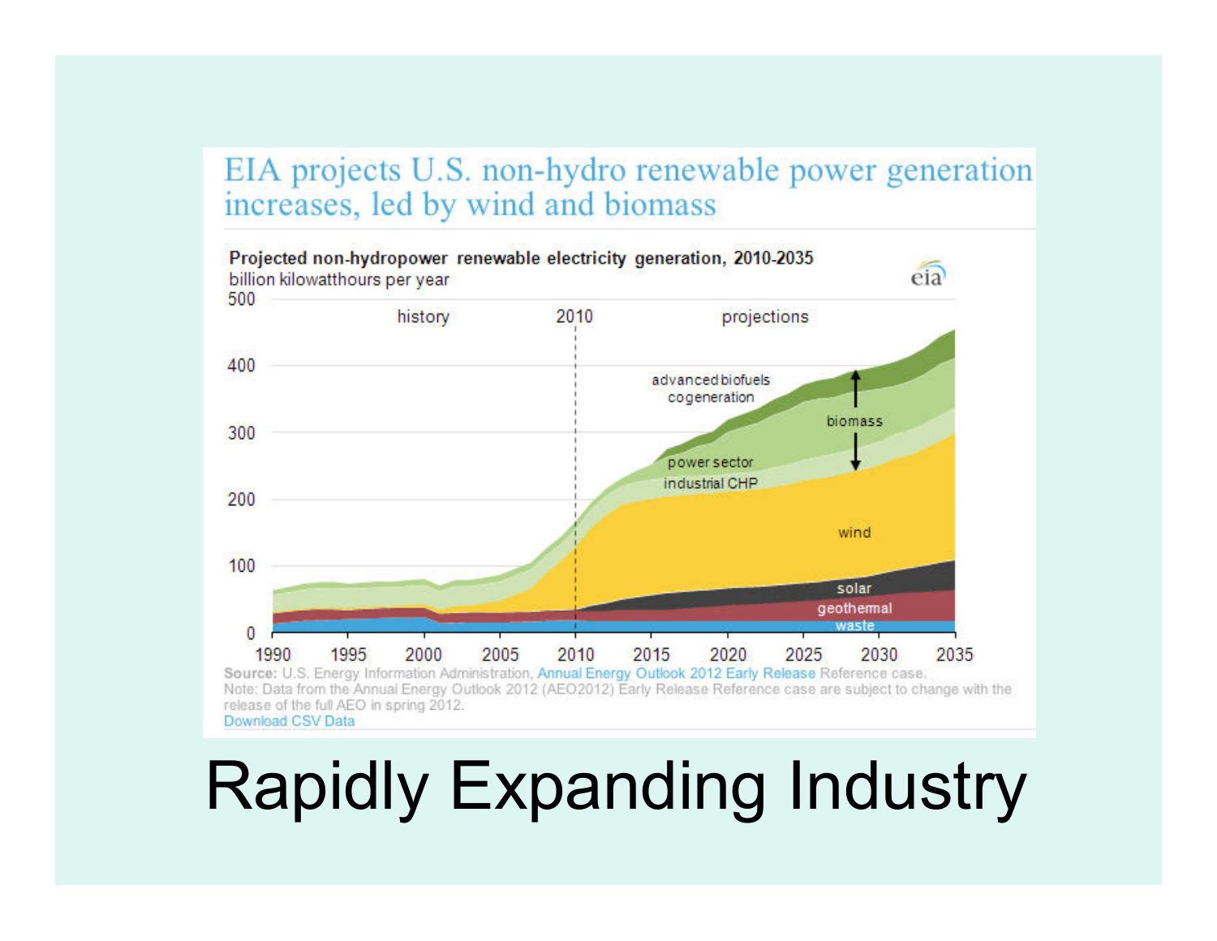EIA projects U.S. non-hydro renewable power generation increases, led by wind and biomass

**Projected non-hydropower renewable electricity generation, 2010-2035**
billion kilowatthours per year

Source: U.S. Energy Information Administration, Annual Energy Outlook 2012 Early Release Reference case.
Note: Data from the Annual Energy Outlook 2012 (AEO2012) Early Release Reference case are subject to change with the release of the full AEO in spring 2012.
Download CSV Data

# Rapidly Expanding Industry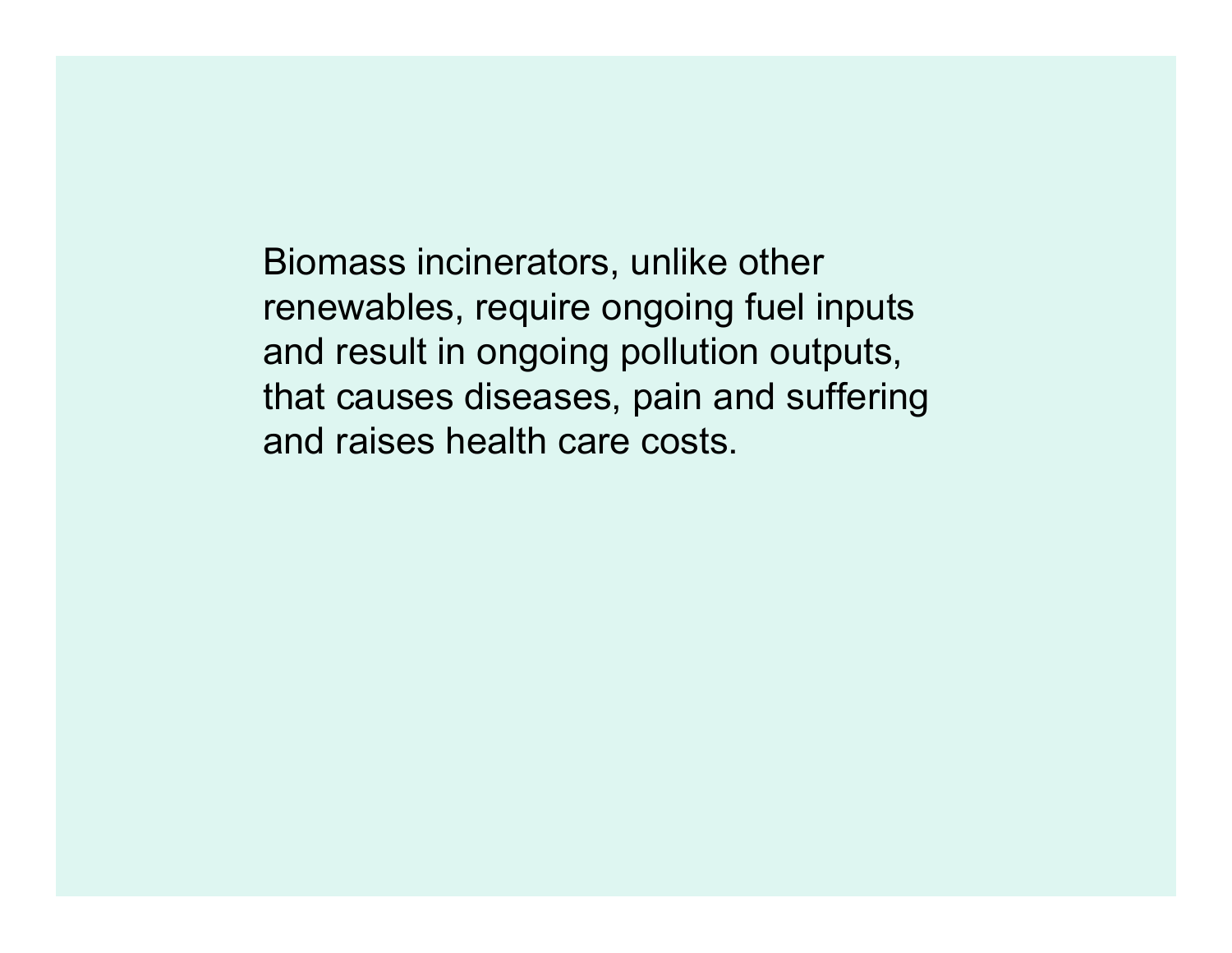Biomass incinerators, unlike other renewables, require ongoing fuel inputs and result in ongoing pollution outputs, that causes diseases, pain and suffering and raises health care costs.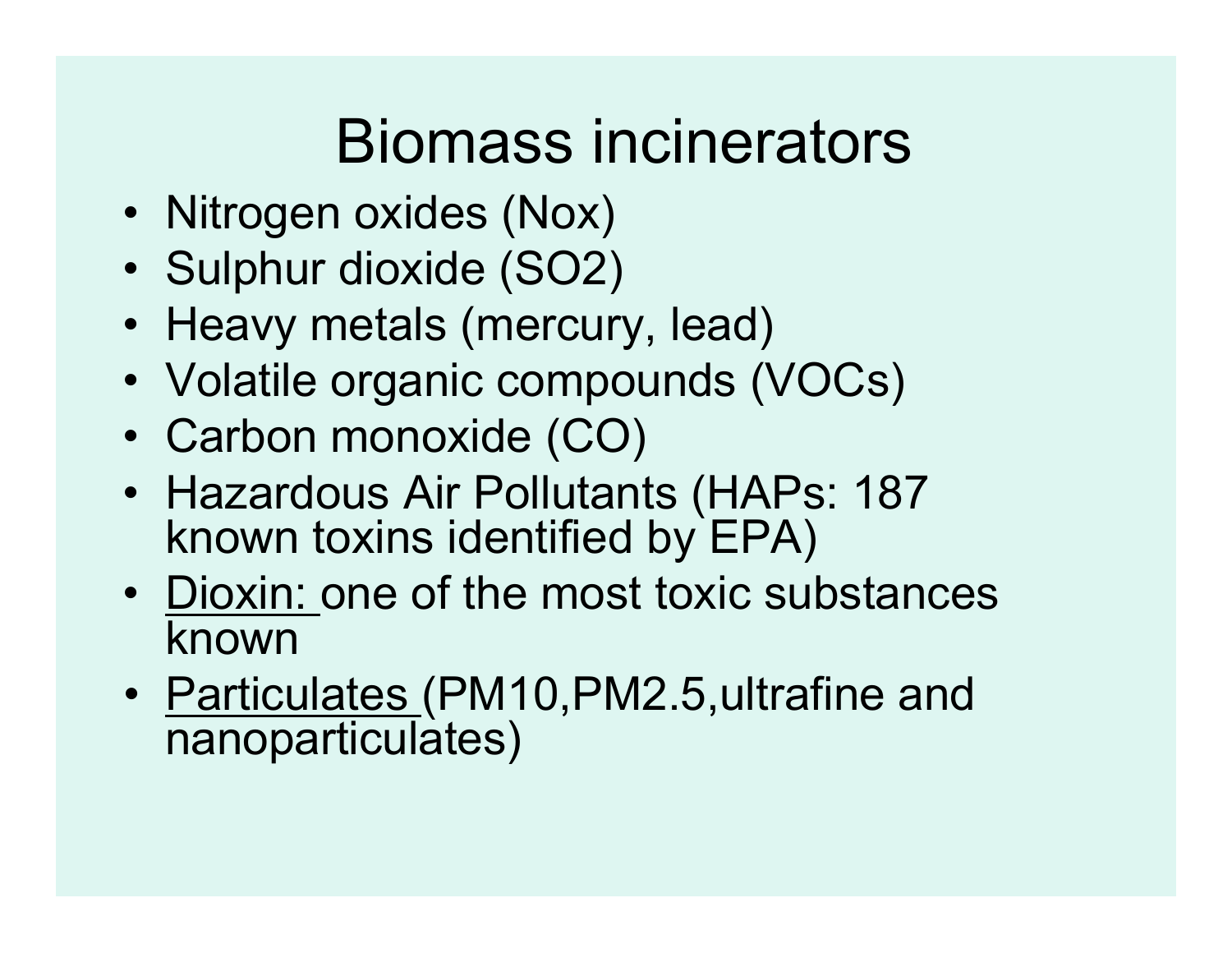# Biomass incinerators

- Nitrogen oxides (Nox)
- Sulphur dioxide ($SO_2$)
- Heavy metals (mercury, lead)
- Volatile organic compounds (VOCs)
- Carbon monoxide (CO)
- Hazardous Air Pollutants (HAPs: 187 known toxins identified by EPA)
- <u>Dioxin:</u> one of the most toxic substances known
- <u>Particulates</u> (PM10,PM2.5,ultrafine and nanoparticulates)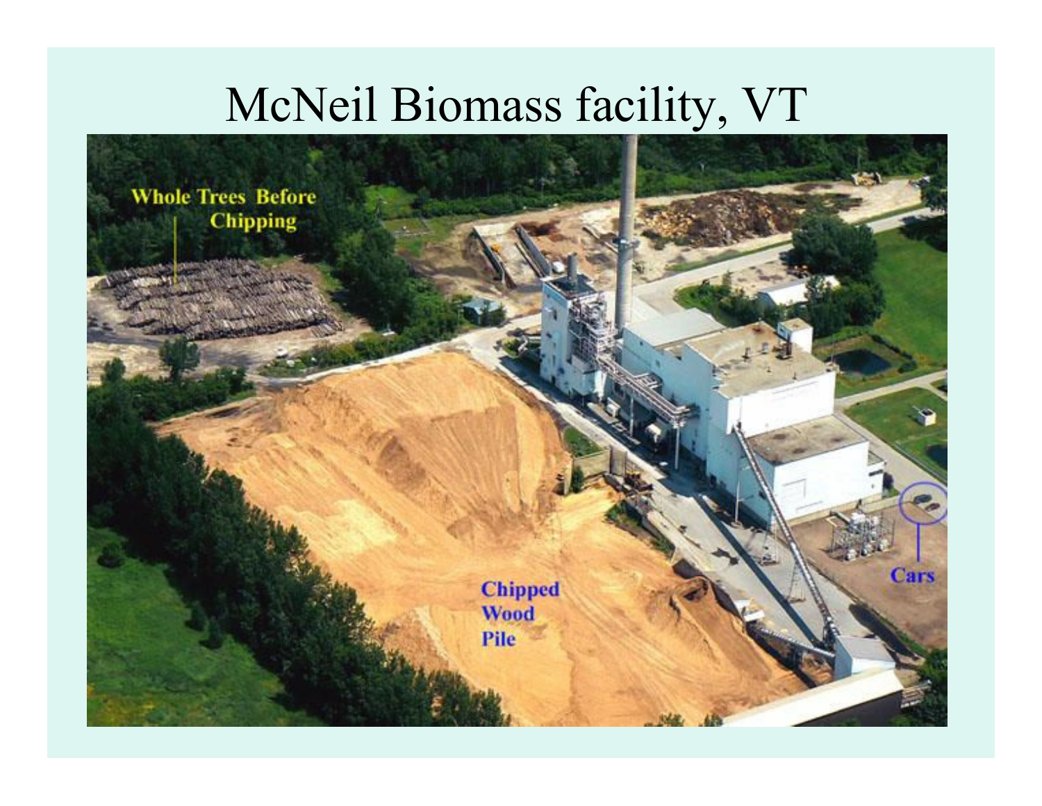# McNeil Biomass facility, VT

Whole Trees Before Chipping

Chipped Wood Pile

Cars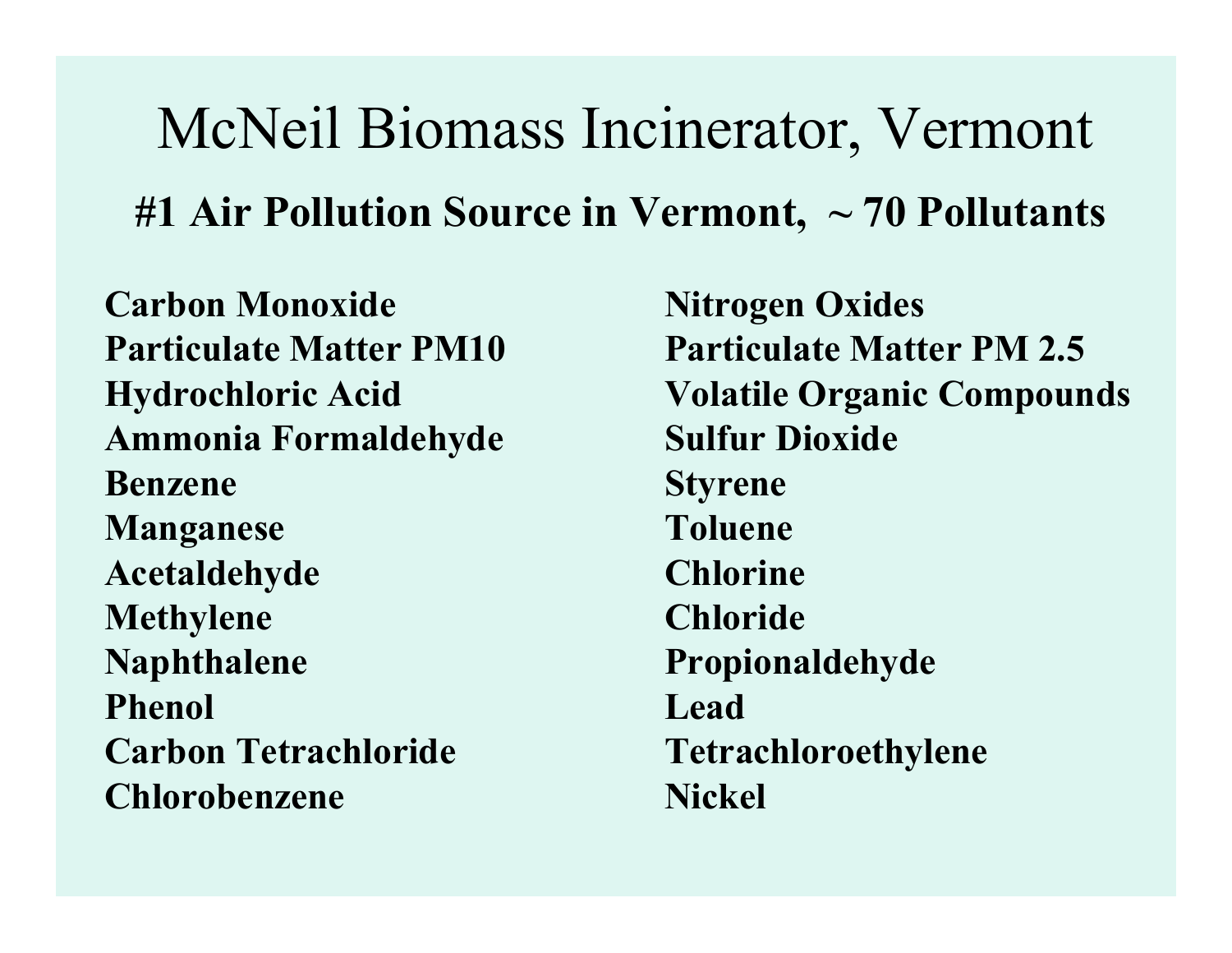# McNeil Biomass Incinerator, Vermont

## #1 Air Pollution Source in Vermont, ~ 70 Pollutants

**Carbon Monoxide**
**Particulate Matter PM10**
**Hydrochloric Acid**
**Ammonia Formaldehyde**
**Benzene**
**Manganese**
**Acetaldehyde**
**Methylene**
**Naphthalene**
**Phenol**
**Carbon Tetrachloride**
**Chlorobenzene**
**Nitrogen Oxides**
**Particulate Matter PM 2.5**
**Volatile Organic Compounds**
**Sulfur Dioxide**
**Styrene**
**Toluene**
**Chlorine**
**Chloride**
**Propionaldehyde**
**Lead**
**Tetrachloroethylene**
**Nickel**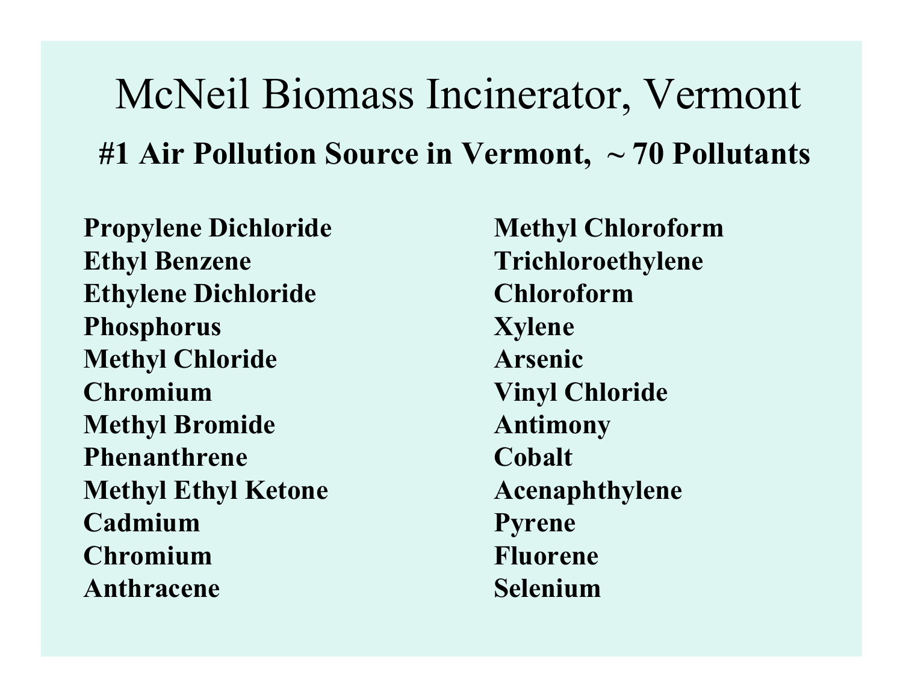# McNeil Biomass Incinerator, Vermont

**#1 Air Pollution Source in Vermont, ~ 70 Pollutants**

**Propylene Dichloride**
**Ethyl Benzene**
**Ethylene Dichloride**
**Phosphorus**
**Methyl Chloride**
**Chromium**
**Methyl Bromide**
**Phenanthrene**
**Methyl Ethyl Ketone**
**Cadmium**
**Chromium**
**Anthracene**

**Methyl Chloroform**
**Trichloroethylene**
**Chloroform**
**Xylene**
**Arsenic**
**Vinyl Chloride**
**Antimony**
**Cobalt**
**Acenaphthylene**
**Pyrene**
**Fluorene**
**Selenium**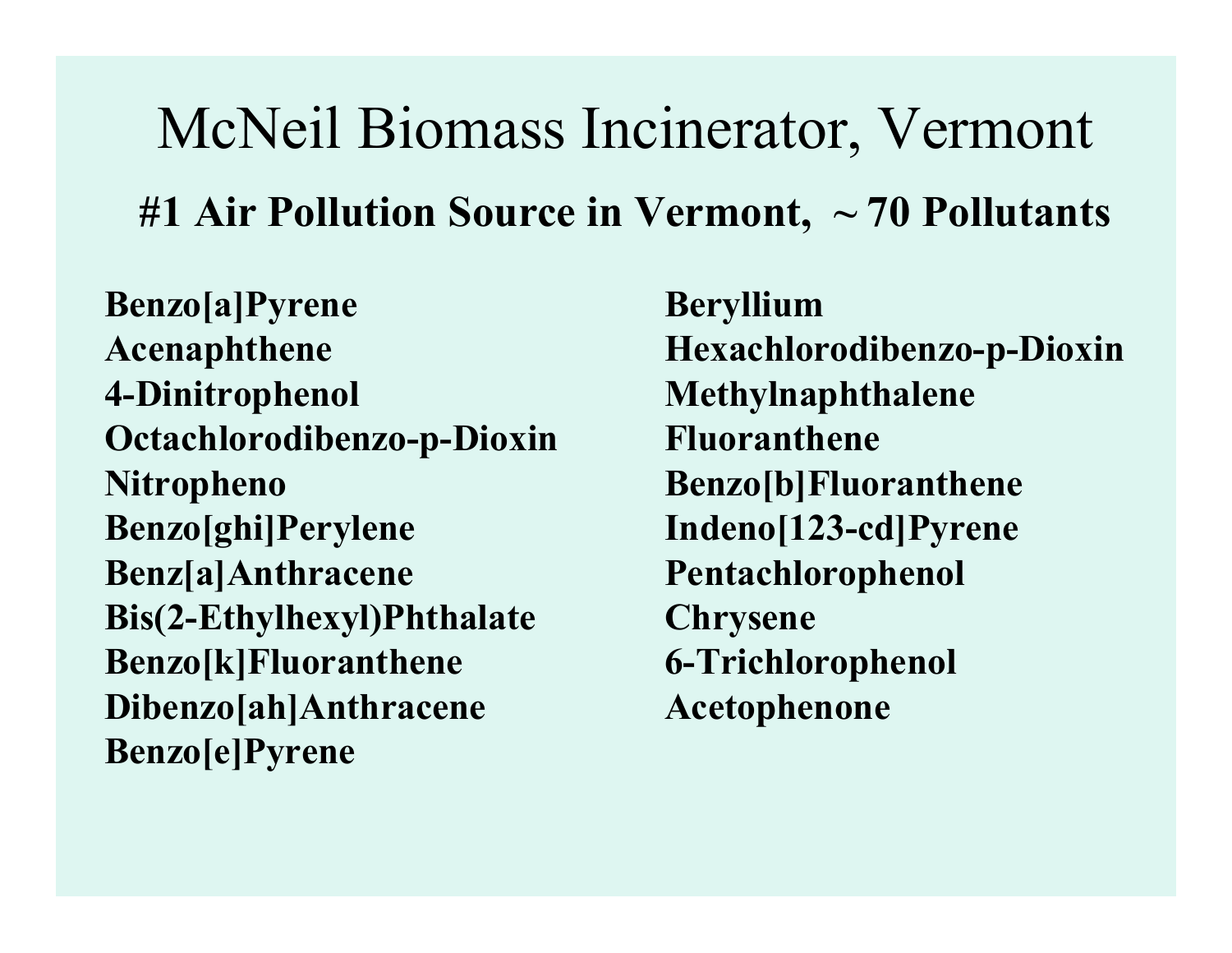# McNeil Biomass Incinerator, Vermont

**#1 Air Pollution Source in Vermont, ~ 70 Pollutants**

**Benzo[a]Pyrene**
**Acenaphthene**
**4-Dinitrophenol**
**Octachlorodibenzo-p-Dioxin**
**Nitropheno**
**Benzo[ghi]Perylene**
**Benz[a]Anthracene**
**Bis(2-Ethylhexyl)Phthalate**
**Benzo[k]Fluoranthene**
**Dibenzo[ah]Anthracene**
**Benzo[e]Pyrene**
**Beryllium**
**Hexachlorodibenzo-p-Dioxin**
**Methylnaphthalene**
**Fluoranthene**
**Benzo[b]Fluoranthene**
**Indeno[123-cd]Pyrene**
**Pentachlorophenol**
**Chrysene**
**6-Trichlorophenol**
**Acetophenone**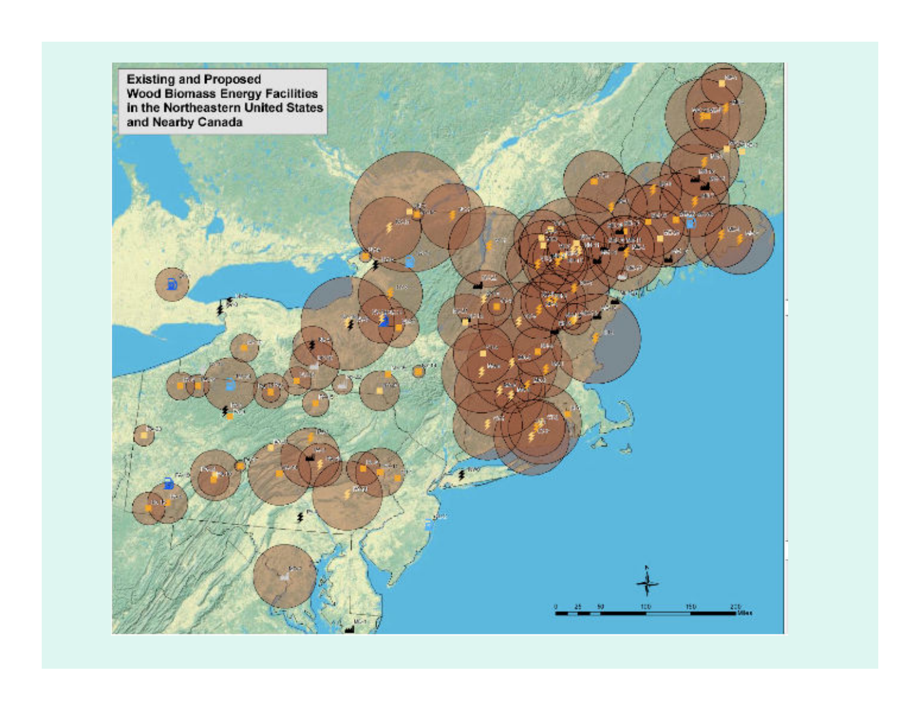**Existing and Proposed Wood Biomass Energy Facilities in the Northeastern United States and Nearby Canada**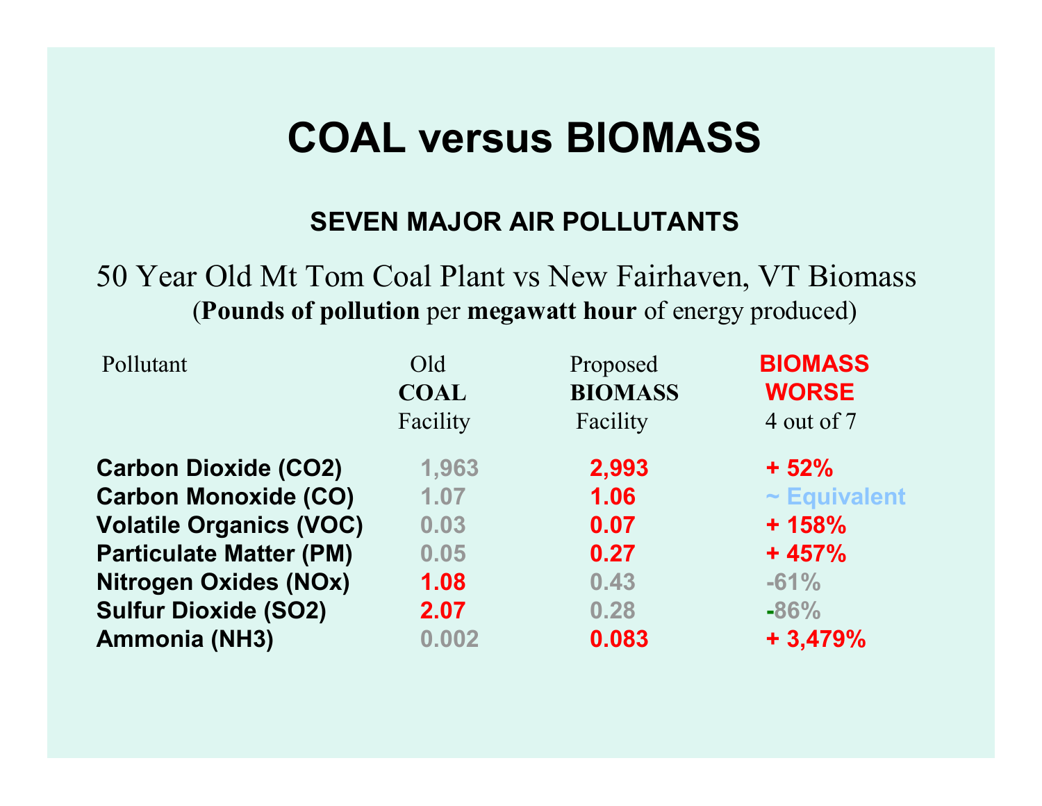# COAL versus BIOMASS

## SEVEN MAJOR AIR POLLUTANTS

50 Year Old Mt Tom Coal Plant vs New Fairhaven, VT Biomass
(**Pounds of pollution** per **megawatt hour** of energy produced)

| Pollutant | Old **COAL** Facility | Proposed **BIOMASS** Facility | **BIOMASS WORSE** 4 out of 7 |
|---|---|---|---|
| **Carbon Dioxide (CO2)** | **1,963** | **2,993** | **+ 52%** |
| **Carbon Monoxide (CO)** | **1.07** | **1.06** | **~ Equivalent** |
| **Volatile Organics (VOC)** | **0.03** | **0.07** | **+ 158%** |
| **Particulate Matter (PM)** | **0.05** | **0.27** | **+ 457%** |
| **Nitrogen Oxides (NOx)** | **1.08** | **0.43** | **-61%** |
| **Sulfur Dioxide (SO2)** | **2.07** | **0.28** | **-86%** |
| **Ammonia (NH3)** | **0.002** | **0.083** | **+ 3,479%** |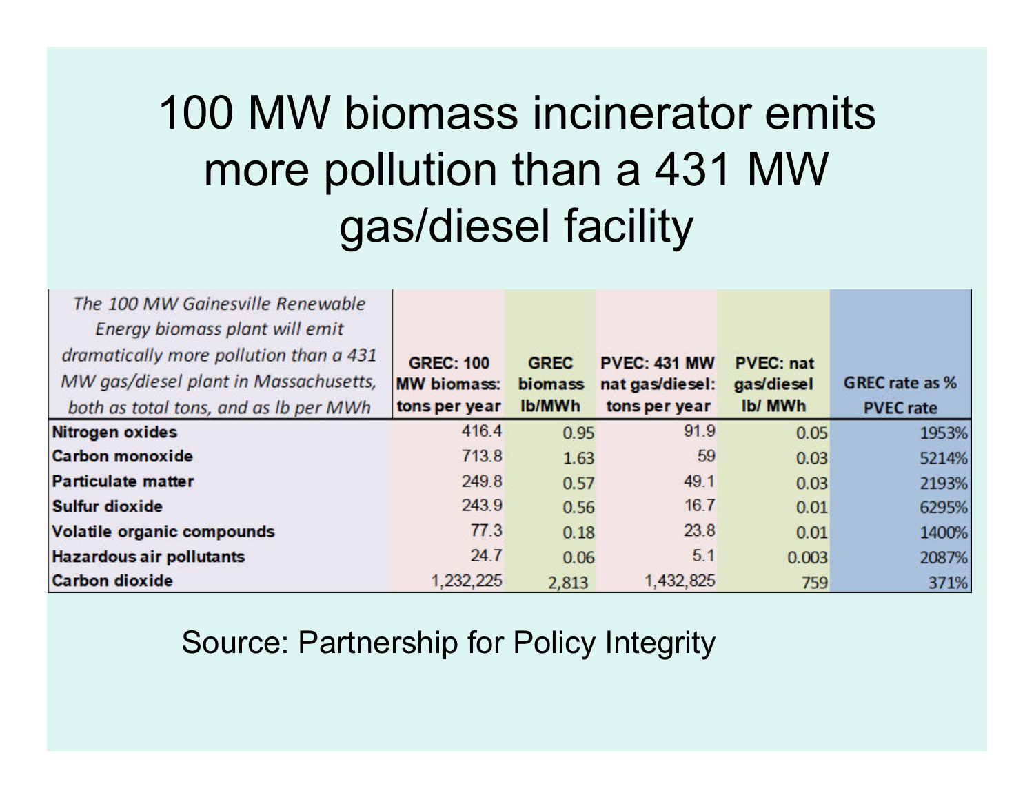# 100 MW biomass incinerator emits more pollution than a 431 MW gas/diesel facility

| *The 100 MW Gainesville Renewable Energy biomass plant will emit dramatically more pollution than a 431 MW gas/diesel plant in Massachusetts, both as total tons, and as lb per MWh* | GREC: 100 MW biomass: tons per year | GREC biomass lb/MWh | PVEC: 431 MW nat gas/diesel: tons per year | PVEC: nat gas/diesel lb/ MWh | GREC rate as % PVEC rate |
|---|---|---|---|---|---|
| **Nitrogen oxides** | 416.4 | 0.95 | 91.9 | 0.05 | 1953% |
| **Carbon monoxide** | 713.8 | 1.63 | 59 | 0.03 | 5214% |
| **Particulate matter** | 249.8 | 0.57 | 49.1 | 0.03 | 2193% |
| **Sulfur dioxide** | 243.9 | 0.56 | 16.7 | 0.01 | 6295% |
| **Volatile organic compounds** | 77.3 | 0.18 | 23.8 | 0.01 | 1400% |
| **Hazardous air pollutants** | 24.7 | 0.06 | 5.1 | 0.003 | 2087% |
| **Carbon dioxide** | 1,232,225 | 2,813 | 1,432,825 | 759 | 371% |

Source: Partnership for Policy Integrity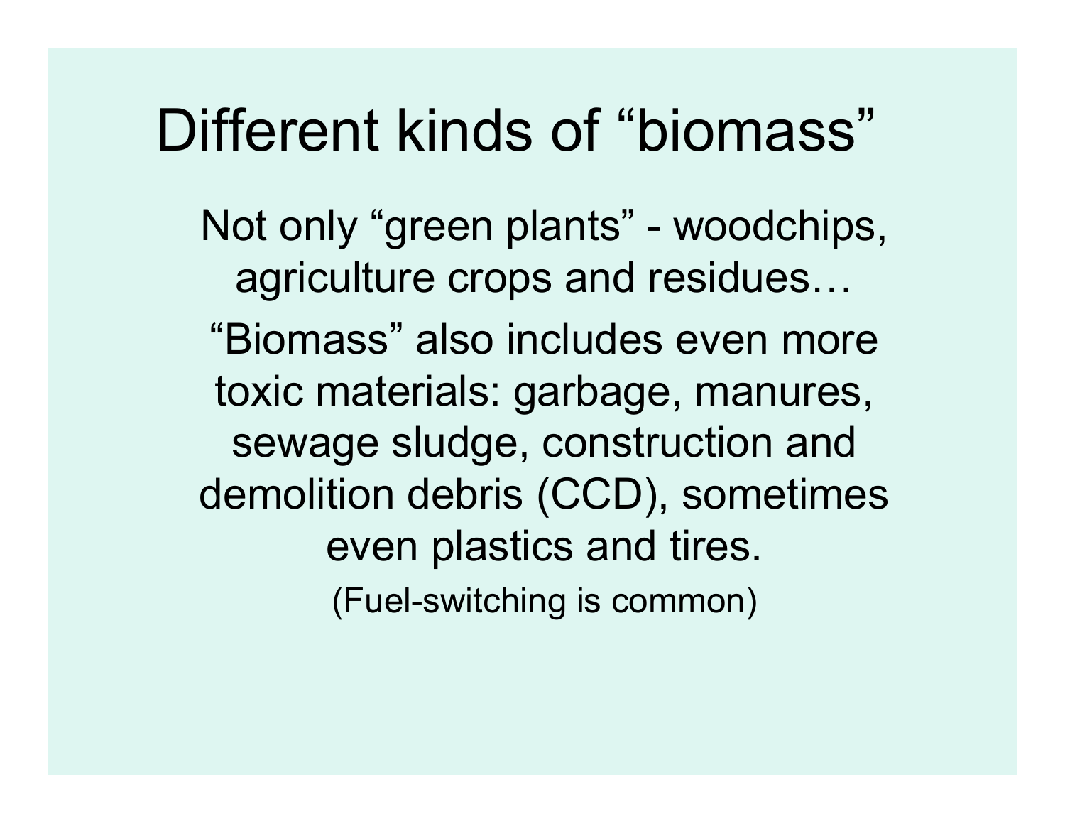# Different kinds of "biomass"

Not only "green plants" - woodchips, agriculture crops and residues…

"Biomass" also includes even more toxic materials: garbage, manures, sewage sludge, construction and demolition debris (CCD), sometimes even plastics and tires.

(Fuel-switching is common)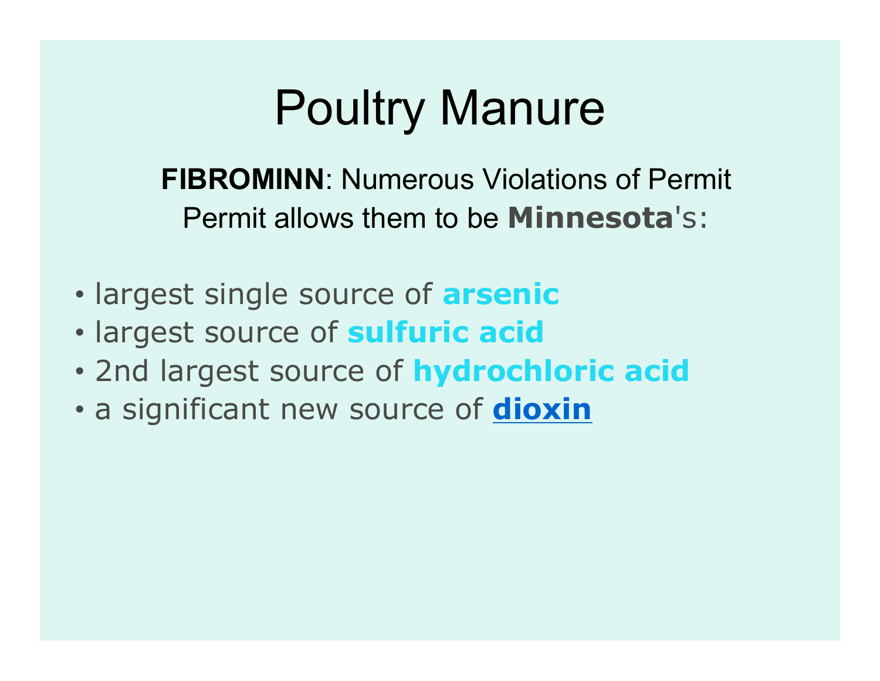# Poultry Manure

**FIBROMINN**: Numerous Violations of Permit

Permit allows them to be **Minnesota**'s:

- largest single source of **arsenic**
- largest source of **sulfuric acid**
- 2nd largest source of **hydrochloric acid**
- a significant new source of **dioxin**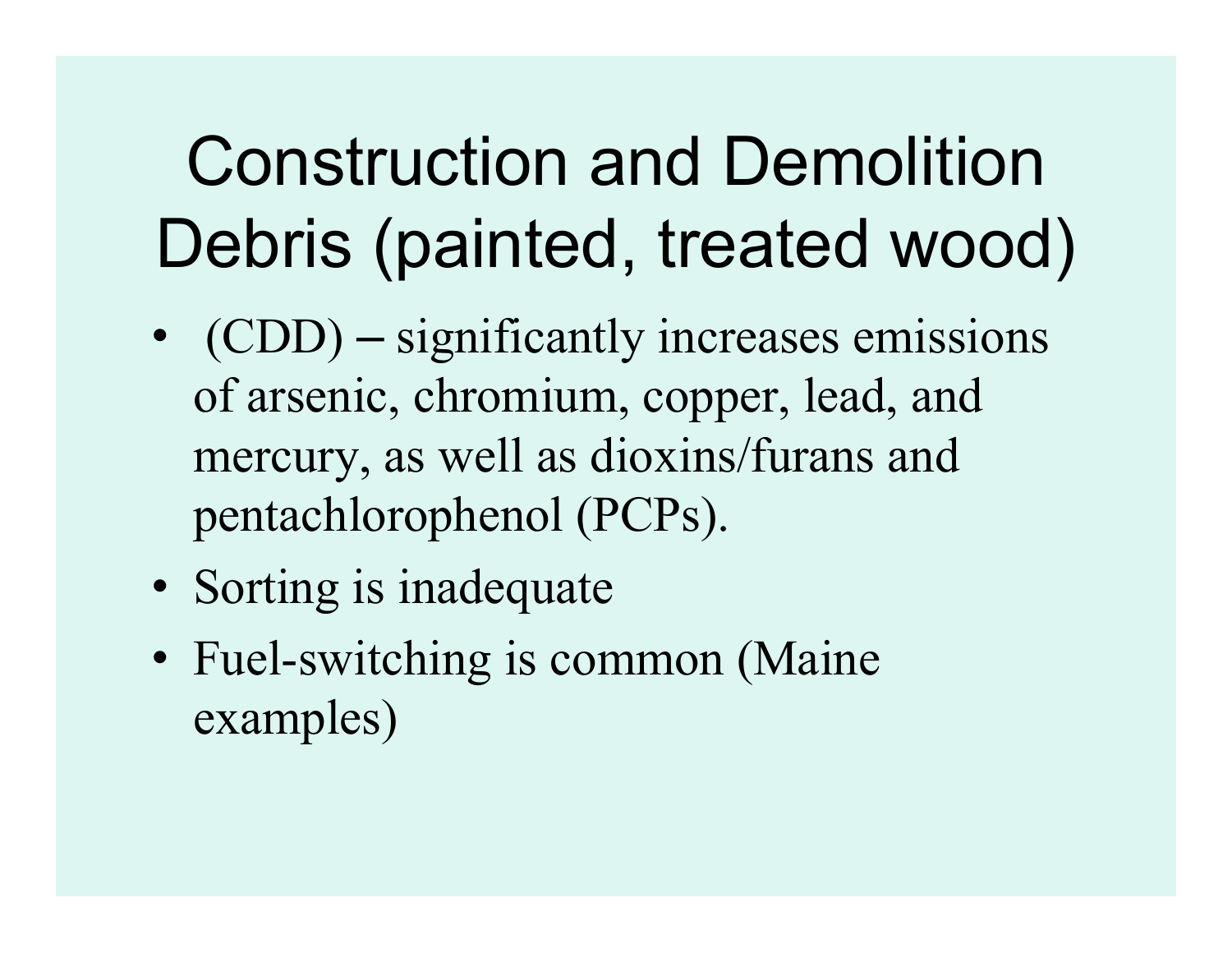# Construction and Demolition Debris (painted, treated wood)

- (CDD) – significantly increases emissions of arsenic, chromium, copper, lead, and mercury, as well as dioxins/furans and pentachlorophenol (PCPs).
- Sorting is inadequate
- Fuel-switching is common (Maine examples)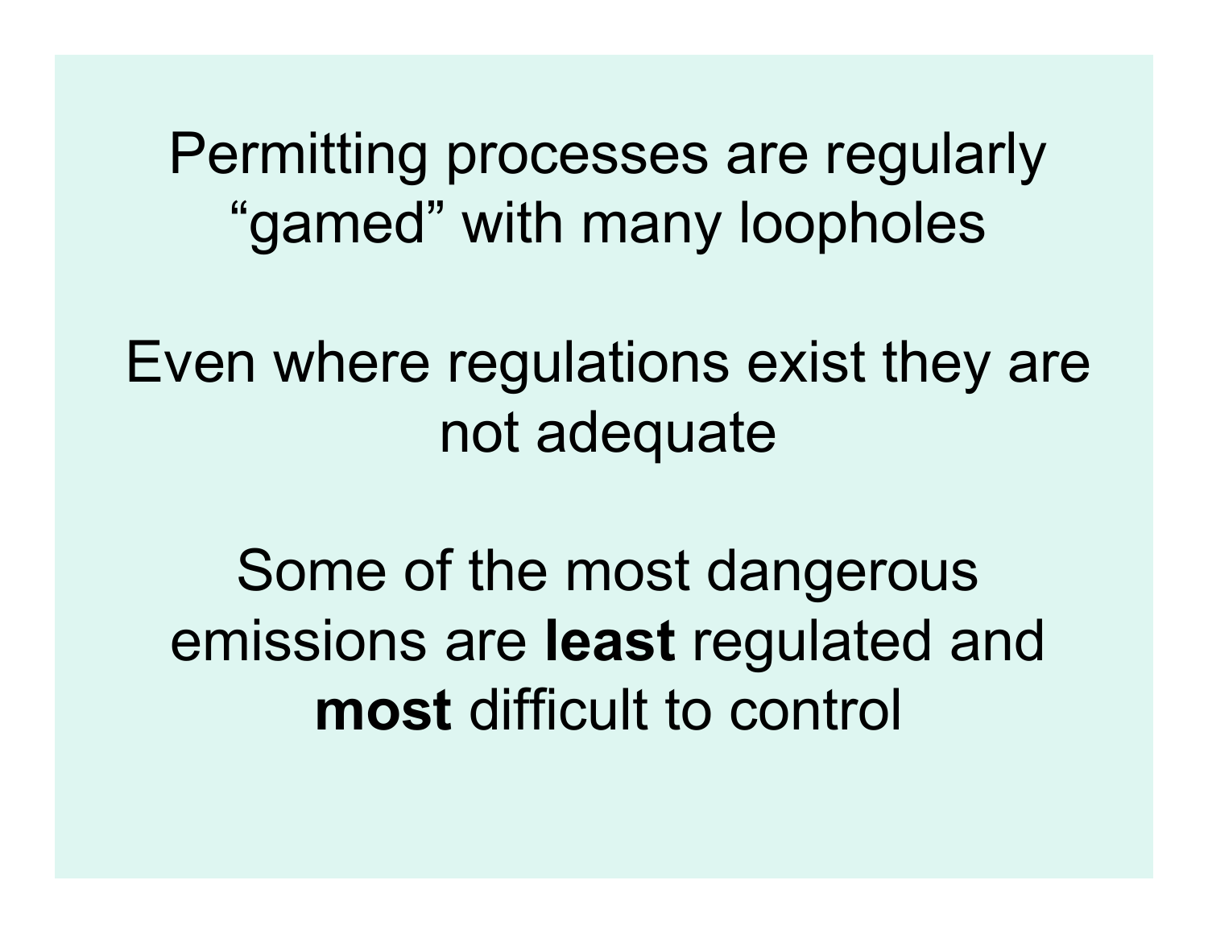Permitting processes are regularly "gamed" with many loopholes

Even where regulations exist they are not adequate

Some of the most dangerous emissions are **least** regulated and **most** difficult to control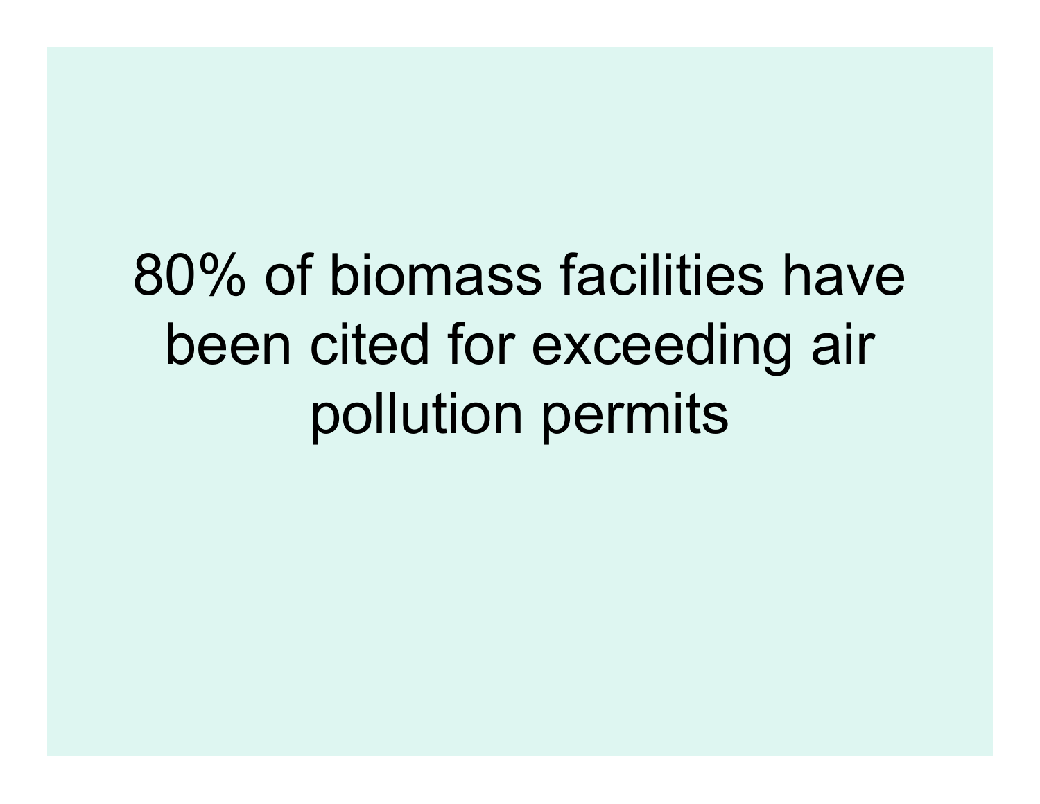80% of biomass facilities have been cited for exceeding air pollution permits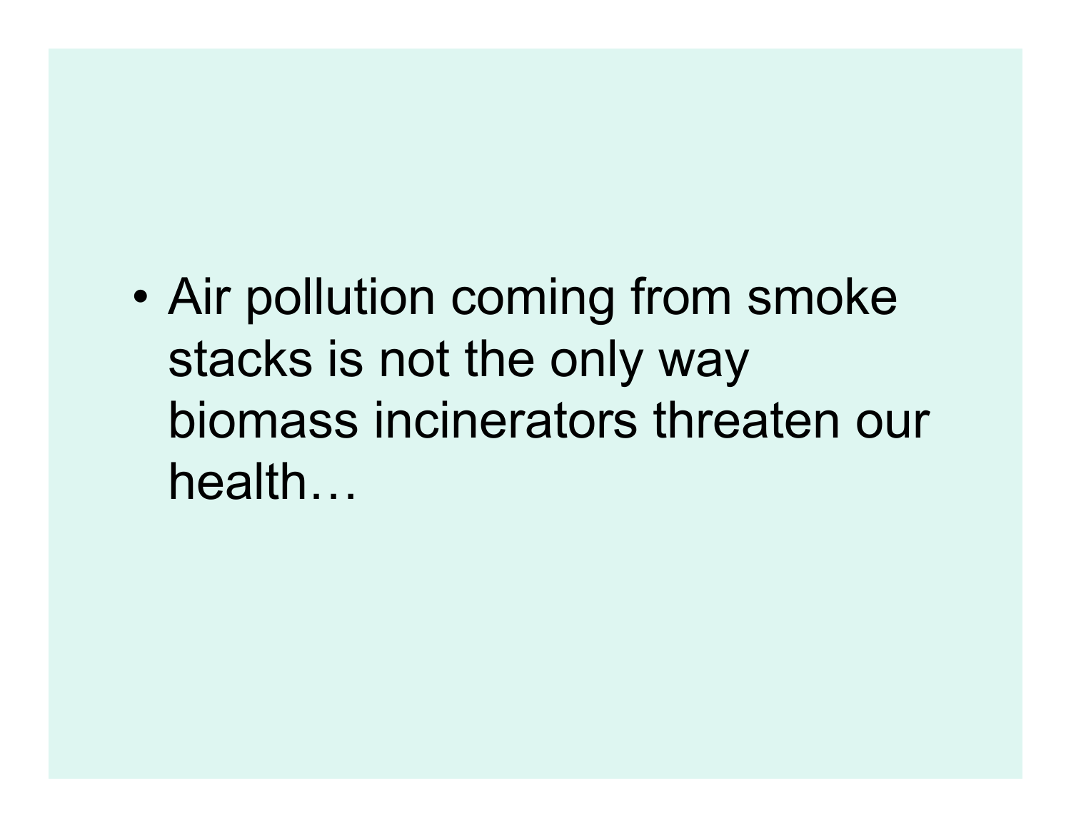- Air pollution coming from smoke stacks is not the only way biomass incinerators threaten our health…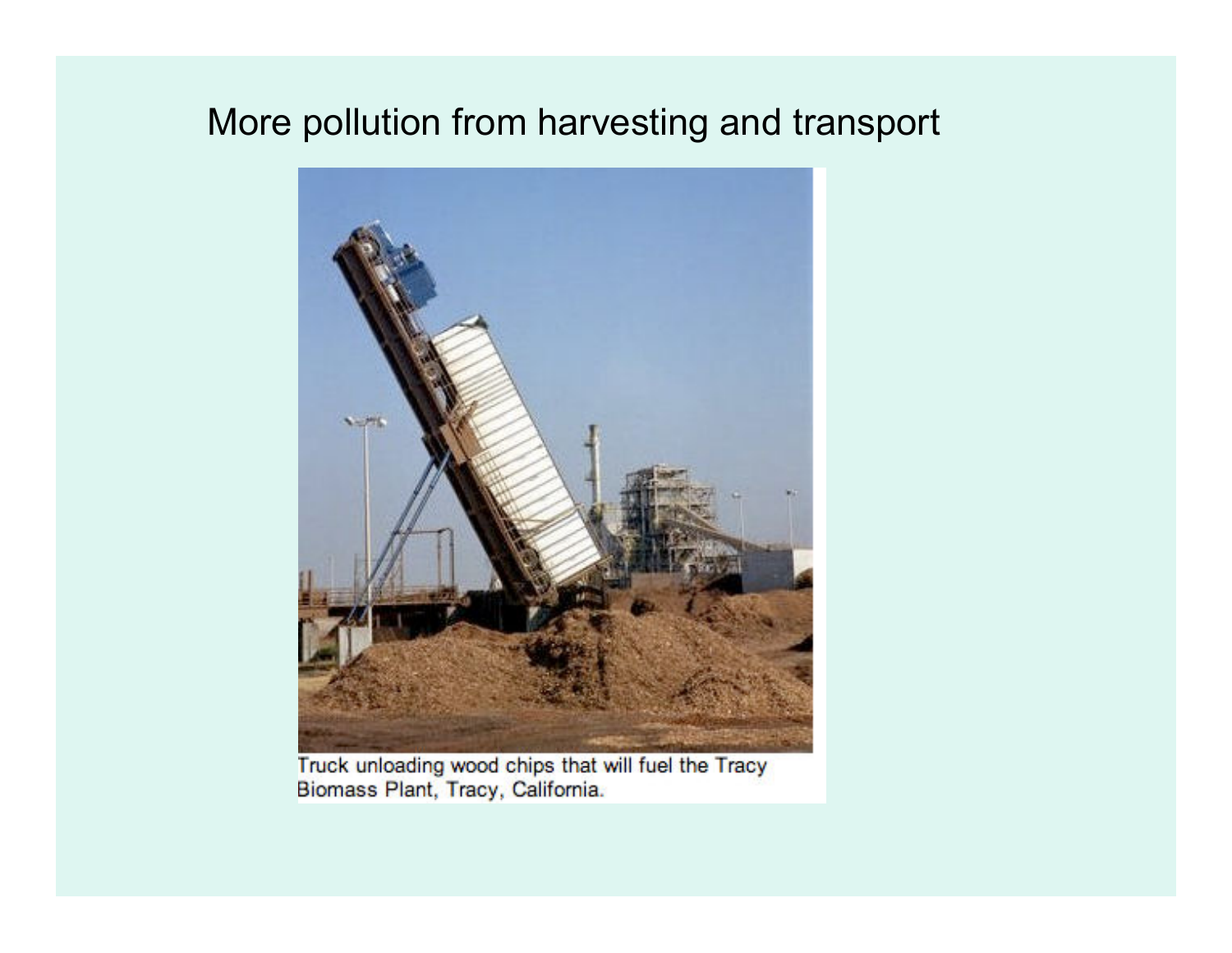# More pollution from harvesting and transport

Truck unloading wood chips that will fuel the Tracy Biomass Plant, Tracy, California.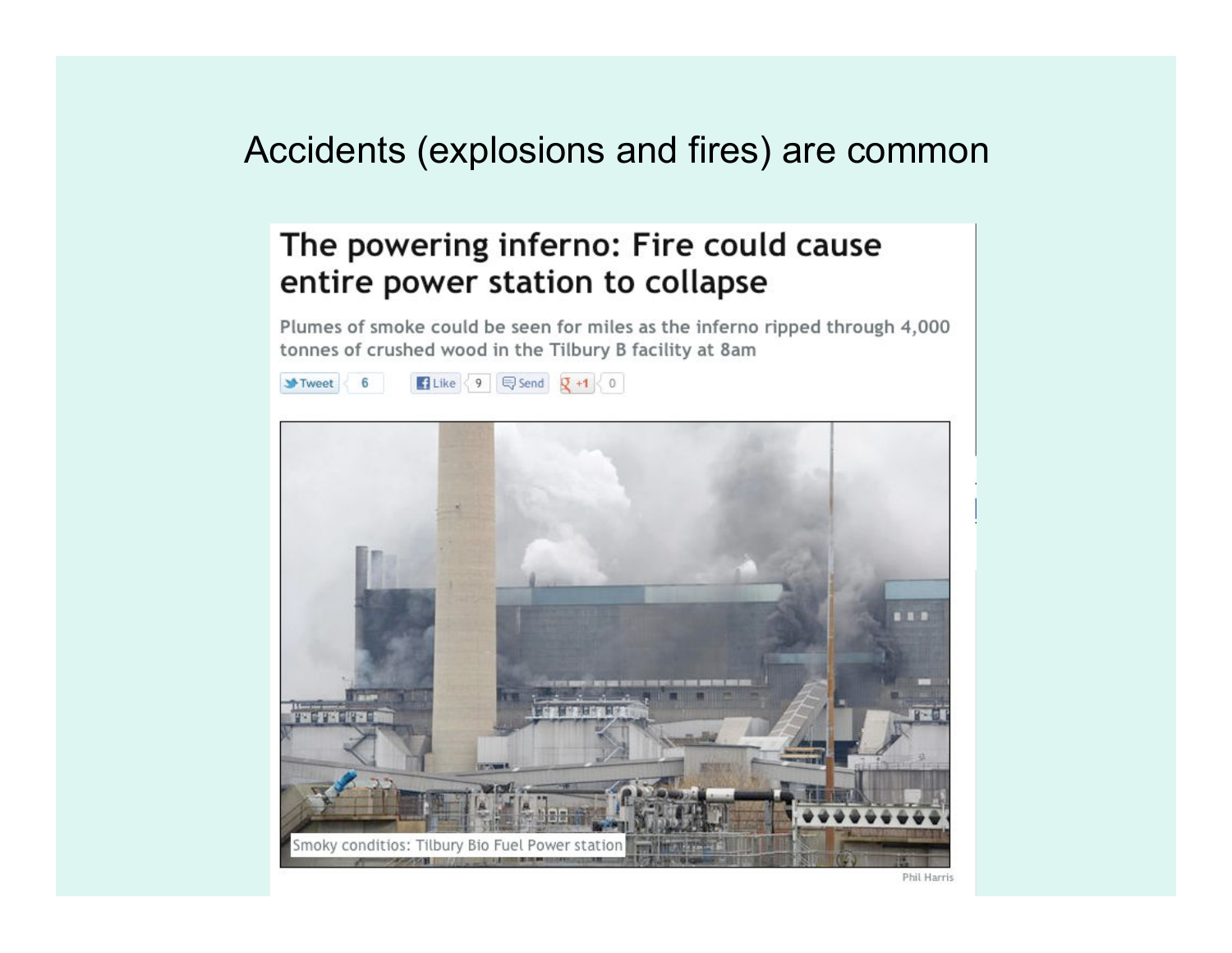# Accidents (explosions and fires) are common

## The powering inferno: Fire could cause entire power station to collapse

Plumes of smoke could be seen for miles as the inferno ripped through 4,000 tonnes of crushed wood in the Tilbury B facility at 8am

Tweet 6 | Like 9 | Send | +1 0

Smoky conditios: Tilbury Bio Fuel Power station

Phil Harris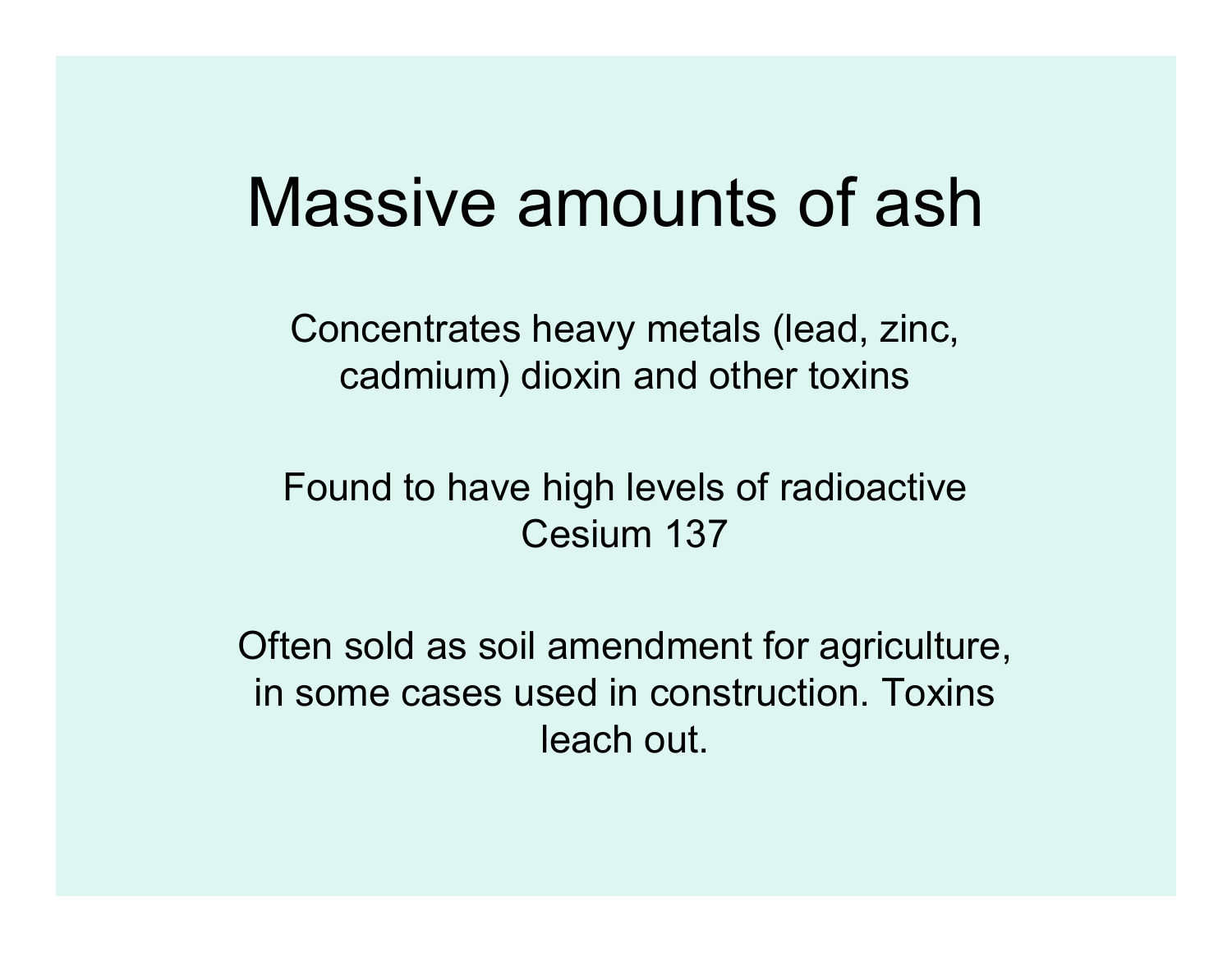# Massive amounts of ash

Concentrates heavy metals (lead, zinc, cadmium) dioxin and other toxins

Found to have high levels of radioactive Cesium 137

Often sold as soil amendment for agriculture, in some cases used in construction. Toxins leach out.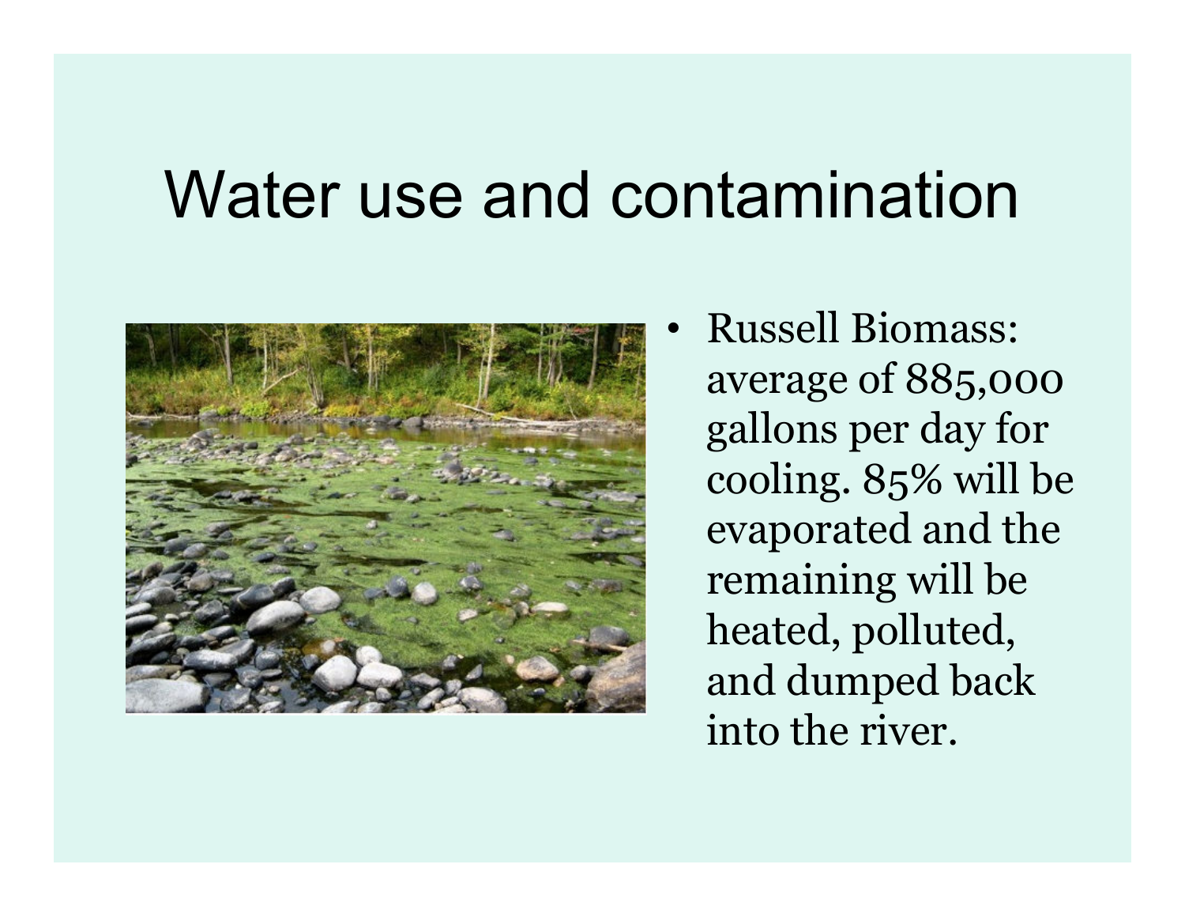# Water use and contamination

- Russell Biomass: average of 885,000 gallons per day for cooling. 85% will be evaporated and the remaining will be heated, polluted, and dumped back into the river.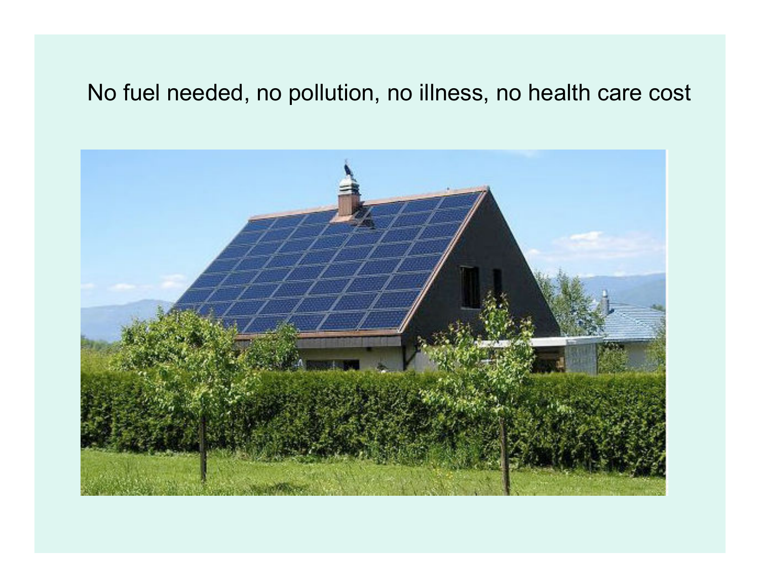No fuel needed, no pollution, no illness, no health care cost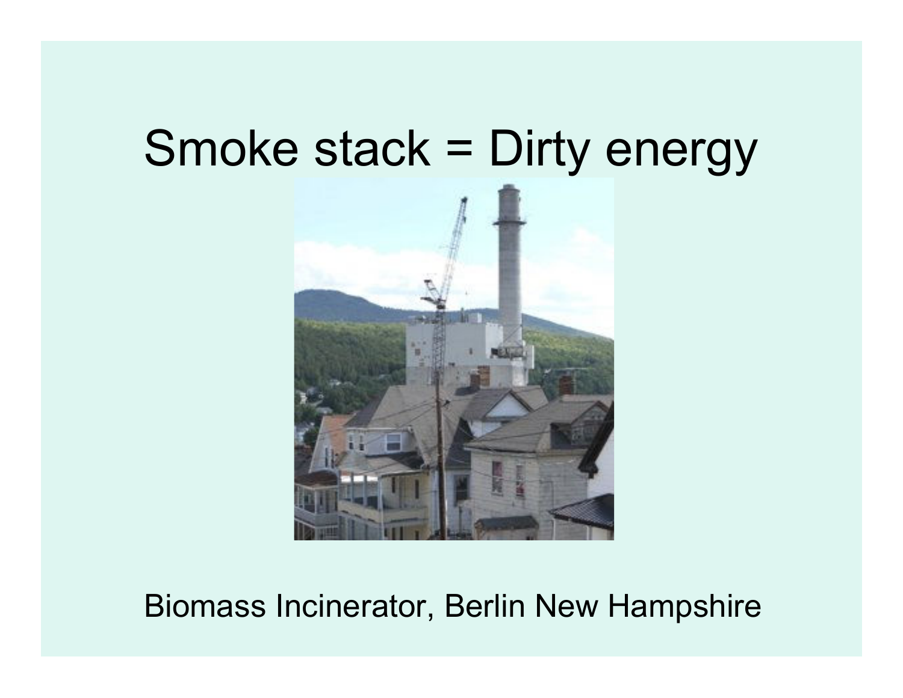# Smoke stack = Dirty energy

Biomass Incinerator, Berlin New Hampshire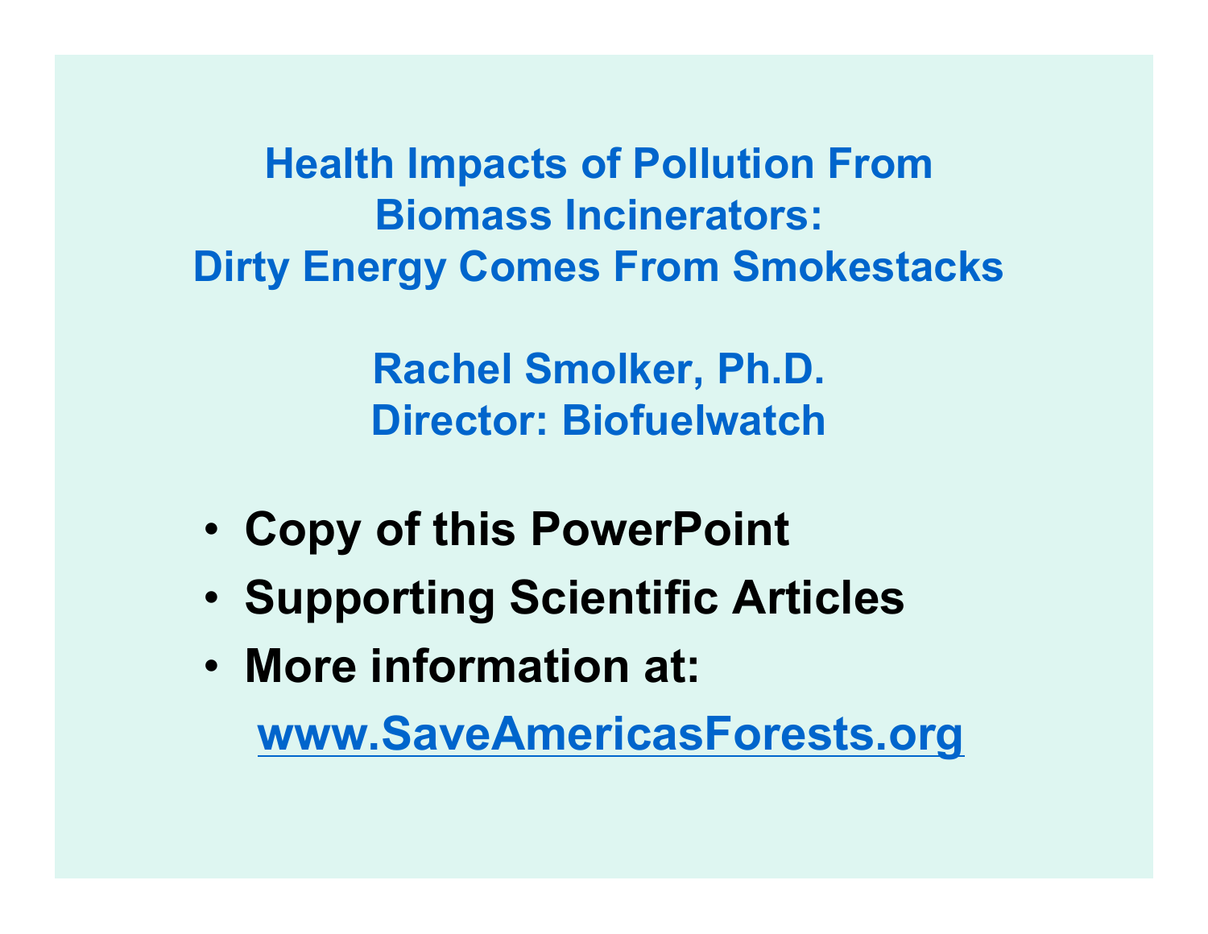# Health Impacts of Pollution From Biomass Incinerators: Dirty Energy Comes From Smokestacks

**Rachel Smolker, Ph.D.**
**Director: Biofuelwatch**

- **Copy of this PowerPoint**
- **Supporting Scientific Articles**
- **More information at:**

  **www.SaveAmericasForests.org**